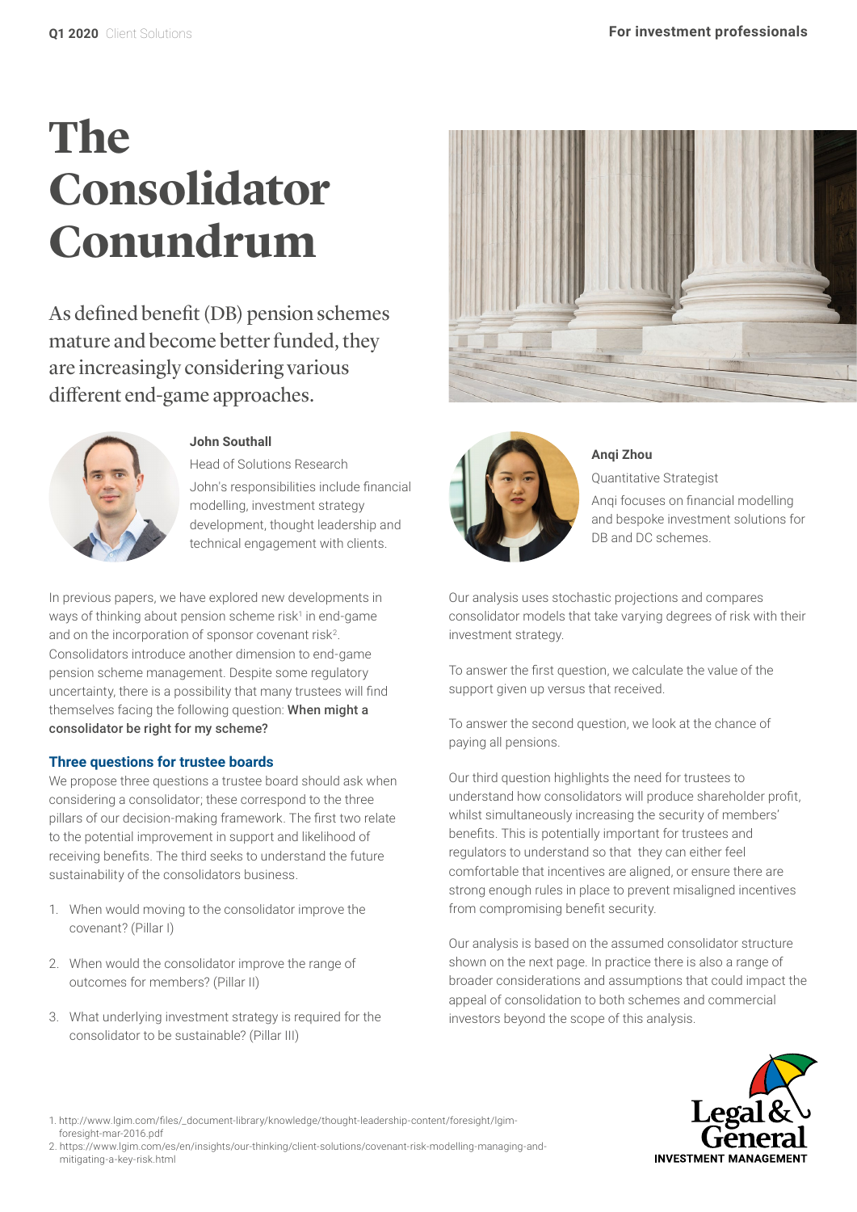# The Consolidator Conundrum

As defined benefit (DB) pension schemes mature and become better funded, they are increasingly considering various different end-game approaches.

**John Southall**

Head of Solutions Research

John's responsibilities include financial modelling, investment strategy development, thought leadership and technical engagement with clients.

**Anqi Zhou**

Quantitative Strategist

Anqi focuses on financial modelling and bespoke investment solutions for DB and DC schemes.

In previous papers, we have explored new developments in ways of thinking about pension scheme risk[1] in end-game and on the incorporation of sponsor covenant risk[2]. Consolidators introduce another dimension to end-game pension scheme management. Despite some regulatory uncertainty, there is a possibility that many trustees will find themselves facing the following question: **When might a consolidator be right for my scheme?**

## Three questions for trustee boards

We propose three questions a trustee board should ask when considering a consolidator; these correspond to the three pillars of our decision-making framework. The first two relate to the potential improvement in support and likelihood of receiving benefits. The third seeks to understand the future sustainability of the consolidators business.

1. When would moving to the consolidator improve the covenant? (Pillar I)
2. When would the consolidator improve the range of outcomes for members? (Pillar II)
3. What underlying investment strategy is required for the consolidator to be sustainable? (Pillar III)

Our analysis uses stochastic projections and compares consolidator models that take varying degrees of risk with their investment strategy.

To answer the first question, we calculate the value of the support given up versus that received.

To answer the second question, we look at the chance of paying all pensions.

Our third question highlights the need for trustees to understand how consolidators will produce shareholder profit, whilst simultaneously increasing the security of members' benefits. This is potentially important for trustees and regulators to understand so that they can either feel comfortable that incentives are aligned, or ensure there are strong enough rules in place to prevent misaligned incentives from compromising benefit security.

Our analysis is based on the assumed consolidator structure shown on the next page. In practice there is also a range of broader considerations and assumptions that could impact the appeal of consolidation to both schemes and commercial investors beyond the scope of this analysis.

1. http://www.lgim.com/files/_document-library/knowledge/thought-leadership-content/foresight/lgim-foresight-mar-2016.pdf
2. https://www.lgim.com/es/en/insights/our-thinking/client-solutions/covenant-risk-modelling-managing-and-mitigating-a-key-risk.html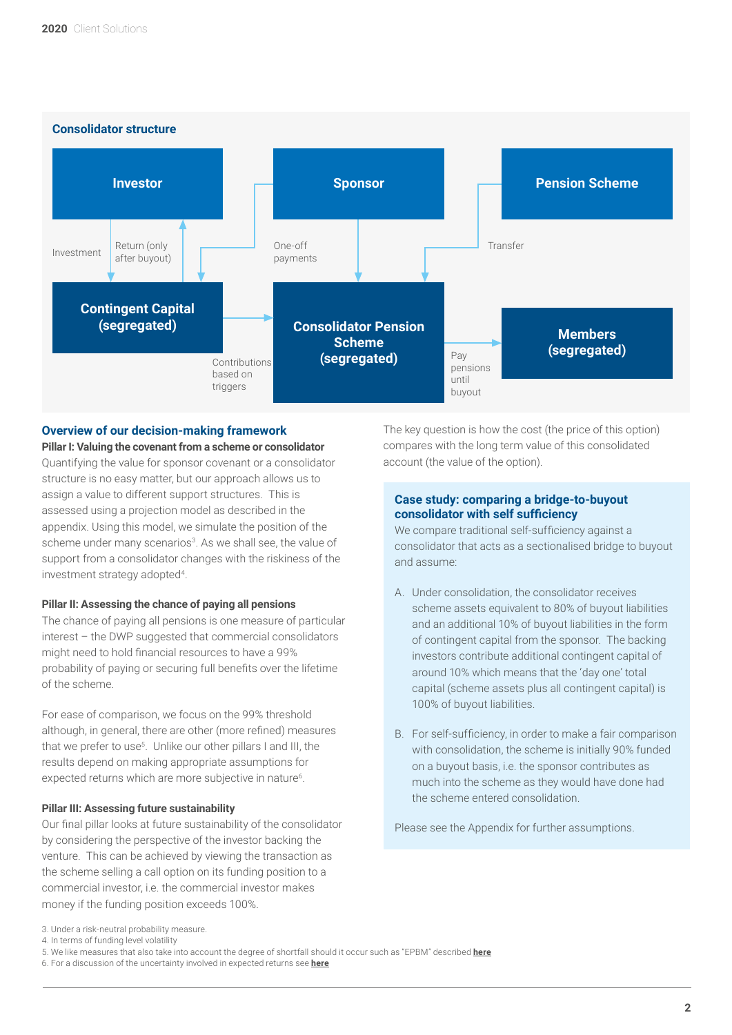### Consolidator structure

Investor

Sponsor

Pension Scheme

Investment

Return (only after buyout)

One-off payments

Transfer

Contingent Capital (segregated)

Consolidator Pension Scheme (segregated)

Members (segregated)

Contributions based on triggers

Pay pensions until buyout

## Overview of our decision-making framework

**Pillar I: Valuing the covenant from a scheme or consolidator**

Quantifying the value for sponsor covenant or a consolidator structure is no easy matter, but our approach allows us to assign a value to different support structures. This is assessed using a projection model as described in the appendix. Using this model, we simulate the position of the scheme under many scenarios[3]. As we shall see, the value of support from a consolidator changes with the riskiness of the investment strategy adopted[4].

**Pillar II: Assessing the chance of paying all pensions**

The chance of paying all pensions is one measure of particular interest – the DWP suggested that commercial consolidators might need to hold financial resources to have a 99% probability of paying or securing full benefits over the lifetime of the scheme.

For ease of comparison, we focus on the 99% threshold although, in general, there are other (more refined) measures that we prefer to use[5]. Unlike our other pillars I and III, the results depend on making appropriate assumptions for expected returns which are more subjective in nature[6].

**Pillar III: Assessing future sustainability**

Our final pillar looks at future sustainability of the consolidator by considering the perspective of the investor backing the venture. This can be achieved by viewing the transaction as the scheme selling a call option on its funding position to a commercial investor, i.e. the commercial investor makes money if the funding position exceeds 100%.

The key question is how the cost (the price of this option) compares with the long term value of this consolidated account (the value of the option).

### Case study: comparing a bridge-to-buyout consolidator with self sufficiency

We compare traditional self-sufficiency against a consolidator that acts as a sectionalised bridge to buyout and assume:

A. Under consolidation, the consolidator receives scheme assets equivalent to 80% of buyout liabilities and an additional 10% of buyout liabilities in the form of contingent capital from the sponsor. The backing investors contribute additional contingent capital of around 10% which means that the 'day one' total capital (scheme assets plus all contingent capital) is 100% of buyout liabilities.

B. For self-sufficiency, in order to make a fair comparison with consolidation, the scheme is initially 90% funded on a buyout basis, i.e. the sponsor contributes as much into the scheme as they would have done had the scheme entered consolidation.

Please see the Appendix for further assumptions.

---

3. Under a risk-neutral probability measure.
4. In terms of funding level volatility
5. We like measures that also take into account the degree of shortfall should it occur such as "EPBM" described **here**
6. For a discussion of the uncertainty involved in expected returns see **here**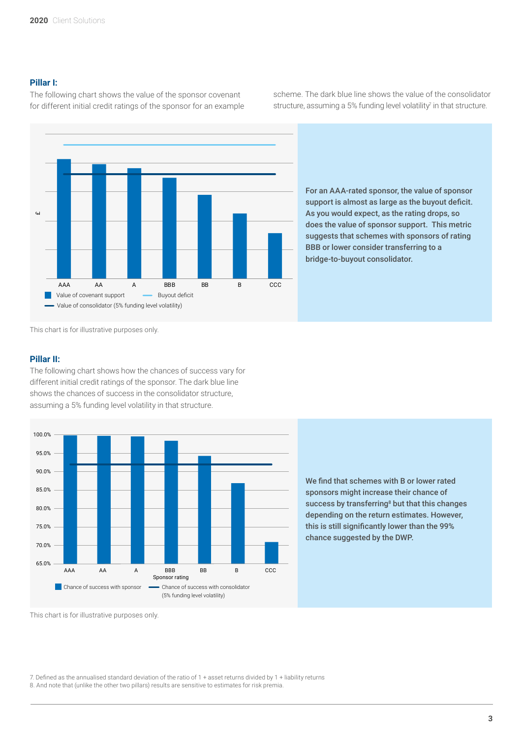## Pillar I:

The following chart shows the value of the sponsor covenant for different initial credit ratings of the sponsor for an example scheme. The dark blue line shows the value of the consolidator structure, assuming a 5% funding level volatility[7] in that structure.

**For an AAA-rated sponsor, the value of sponsor support is almost as large as the buyout deficit. As you would expect, as the rating drops, so does the value of sponsor support. This metric suggests that schemes with sponsors of rating BBB or lower consider transferring to a bridge-to-buyout consolidator.**

This chart is for illustrative purposes only.

## Pillar II:

The following chart shows how the chances of success vary for different initial credit ratings of the sponsor. The dark blue line shows the chances of success in the consolidator structure, assuming a 5% funding level volatility in that structure.

**We find that schemes with B or lower rated sponsors might increase their chance of success by transferring[8] but that this changes depending on the return estimates. However, this is still significantly lower than the 99% chance suggested by the DWP.**

This chart is for illustrative purposes only.

7. Defined as the annualised standard deviation of the ratio of 1 + asset returns divided by 1 + liability returns
8. And note that (unlike the other two pillars) results are sensitive to estimates for risk premia.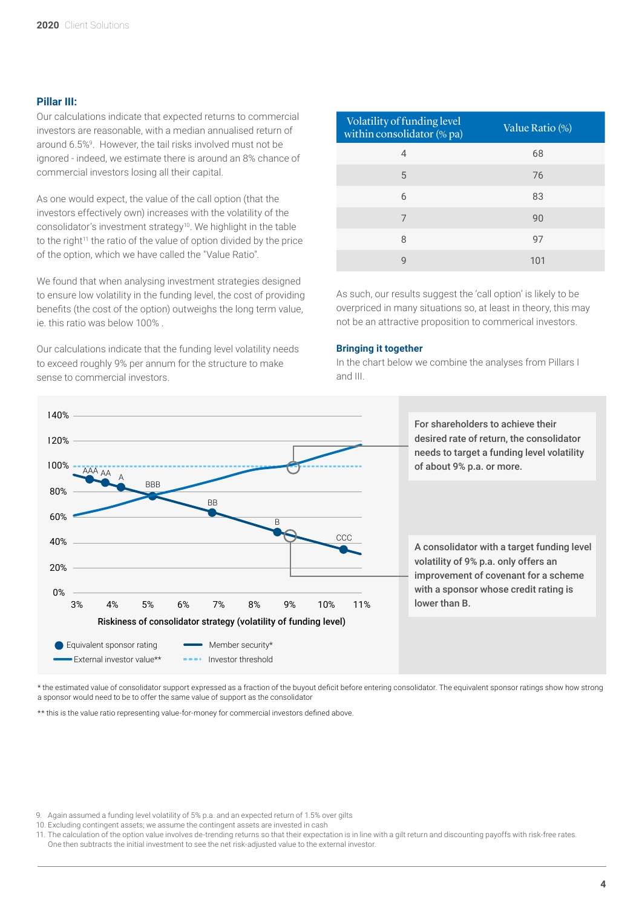### Pillar III:

Our calculations indicate that expected returns to commercial investors are reasonable, with a median annualised return of around 6.5%[9]. However, the tail risks involved must not be ignored - indeed, we estimate there is around an 8% chance of commercial investors losing all their capital.

As one would expect, the value of the call option (that the investors effectively own) increases with the volatility of the consolidator's investment strategy[10]. We highlight in the table to the right[11] the ratio of the value of option divided by the price of the option, which we have called the "Value Ratio".

We found that when analysing investment strategies designed to ensure low volatility in the funding level, the cost of providing benefits (the cost of the option) outweighs the long term value, ie. this ratio was below 100% .

Our calculations indicate that the funding level volatility needs to exceed roughly 9% per annum for the structure to make sense to commercial investors.

| Volatility of funding level within consolidator (% pa) | Value Ratio (%) |
|---|---|
| 4 | 68 |
| 5 | 76 |
| 6 | 83 |
| 7 | 90 |
| 8 | 97 |
| 9 | 101 |

As such, our results suggest the 'call option' is likely to be overpriced in many situations so, at least in theory, this may not be an attractive proposition to commerical investors.

### Bringing it together

In the chart below we combine the analyses from Pillars I and III.

For shareholders to achieve their desired rate of return, the consolidator needs to target a funding level volatility of about 9% p.a. or more.

A consolidator with a target funding level volatility of 9% p.a. only offers an improvement of covenant for a scheme with a sponsor whose credit rating is lower than B.

* the estimated value of consolidator support expressed as a fraction of the buyout deficit before entering consolidator. The equivalent sponsor ratings show how strong a sponsor would need to be to offer the same value of support as the consolidator

** this is the value ratio representing value-for-money for commercial investors defined above.

9. Again assumed a funding level volatility of 5% p.a. and an expected return of 1.5% over gilts
10. Excluding contingent assets; we assume the contingent assets are invested in cash
11. The calculation of the option value involves de-trending returns so that their expectation is in line with a gilt return and discounting payoffs with risk-free rates. One then subtracts the initial investment to see the net risk-adjusted value to the external investor.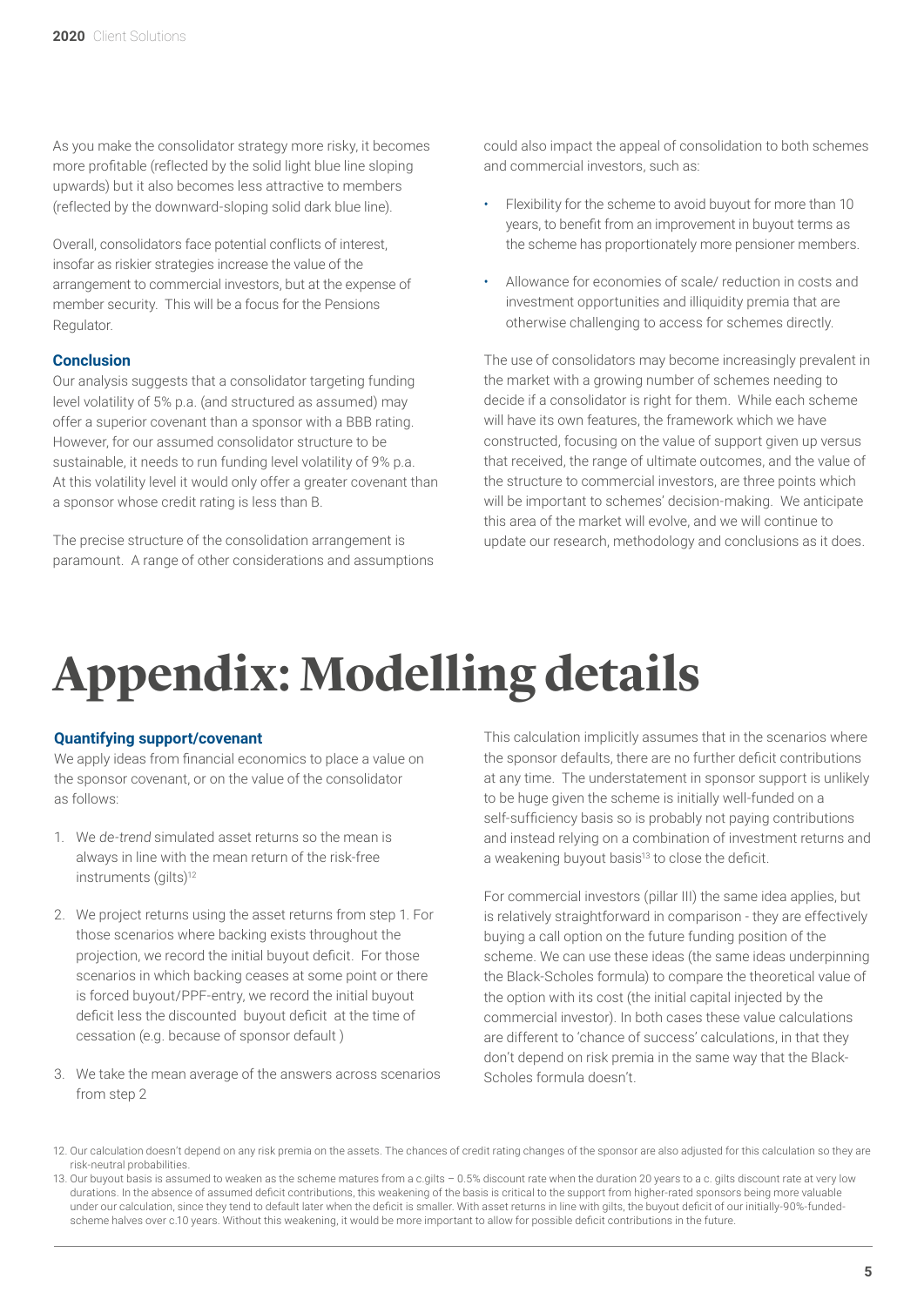As you make the consolidator strategy more risky, it becomes more profitable (reflected by the solid light blue line sloping upwards) but it also becomes less attractive to members (reflected by the downward-sloping solid dark blue line).

Overall, consolidators face potential conflicts of interest, insofar as riskier strategies increase the value of the arrangement to commercial investors, but at the expense of member security. This will be a focus for the Pensions Regulator.

### Conclusion

Our analysis suggests that a consolidator targeting funding level volatility of 5% p.a. (and structured as assumed) may offer a superior covenant than a sponsor with a BBB rating. However, for our assumed consolidator structure to be sustainable, it needs to run funding level volatility of 9% p.a. At this volatility level it would only offer a greater covenant than a sponsor whose credit rating is less than B.

The precise structure of the consolidation arrangement is paramount. A range of other considerations and assumptions could also impact the appeal of consolidation to both schemes and commercial investors, such as:

- Flexibility for the scheme to avoid buyout for more than 10 years, to benefit from an improvement in buyout terms as the scheme has proportionately more pensioner members.
- Allowance for economies of scale/ reduction in costs and investment opportunities and illiquidity premia that are otherwise challenging to access for schemes directly.

The use of consolidators may become increasingly prevalent in the market with a growing number of schemes needing to decide if a consolidator is right for them. While each scheme will have its own features, the framework which we have constructed, focusing on the value of support given up versus that received, the range of ultimate outcomes, and the value of the structure to commercial investors, are three points which will be important to schemes' decision-making. We anticipate this area of the market will evolve, and we will continue to update our research, methodology and conclusions as it does.

# Appendix: Modelling details

### Quantifying support/covenant

We apply ideas from financial economics to place a value on the sponsor covenant, or on the value of the consolidator as follows:

1. We *de-trend* simulated asset returns so the mean is always in line with the mean return of the risk-free instruments (gilts)[12]
2. We project returns using the asset returns from step 1. For those scenarios where backing exists throughout the projection, we record the initial buyout deficit. For those scenarios in which backing ceases at some point or there is forced buyout/PPF-entry, we record the initial buyout deficit less the discounted buyout deficit at the time of cessation (e.g. because of sponsor default )
3. We take the mean average of the answers across scenarios from step 2

This calculation implicitly assumes that in the scenarios where the sponsor defaults, there are no further deficit contributions at any time. The understatement in sponsor support is unlikely to be huge given the scheme is initially well-funded on a self-sufficiency basis so is probably not paying contributions and instead relying on a combination of investment returns and a weakening buyout basis[13] to close the deficit.

For commercial investors (pillar III) the same idea applies, but is relatively straightforward in comparison - they are effectively buying a call option on the future funding position of the scheme. We can use these ideas (the same ideas underpinning the Black-Scholes formula) to compare the theoretical value of the option with its cost (the initial capital injected by the commercial investor). In both cases these value calculations are different to 'chance of success' calculations, in that they don't depend on risk premia in the same way that the Black-Scholes formula doesn't.

12. Our calculation doesn't depend on any risk premia on the assets. The chances of credit rating changes of the sponsor are also adjusted for this calculation so they are risk-neutral probabilities.
13. Our buyout basis is assumed to weaken as the scheme matures from a c.gilts – 0.5% discount rate when the duration 20 years to a c. gilts discount rate at very low durations. In the absence of assumed deficit contributions, this weakening of the basis is critical to the support from higher-rated sponsors being more valuable under our calculation, since they tend to default later when the deficit is smaller. With asset returns in line with gilts, the buyout deficit of our initially-90%-funded-scheme halves over c.10 years. Without this weakening, it would be more important to allow for possible deficit contributions in the future.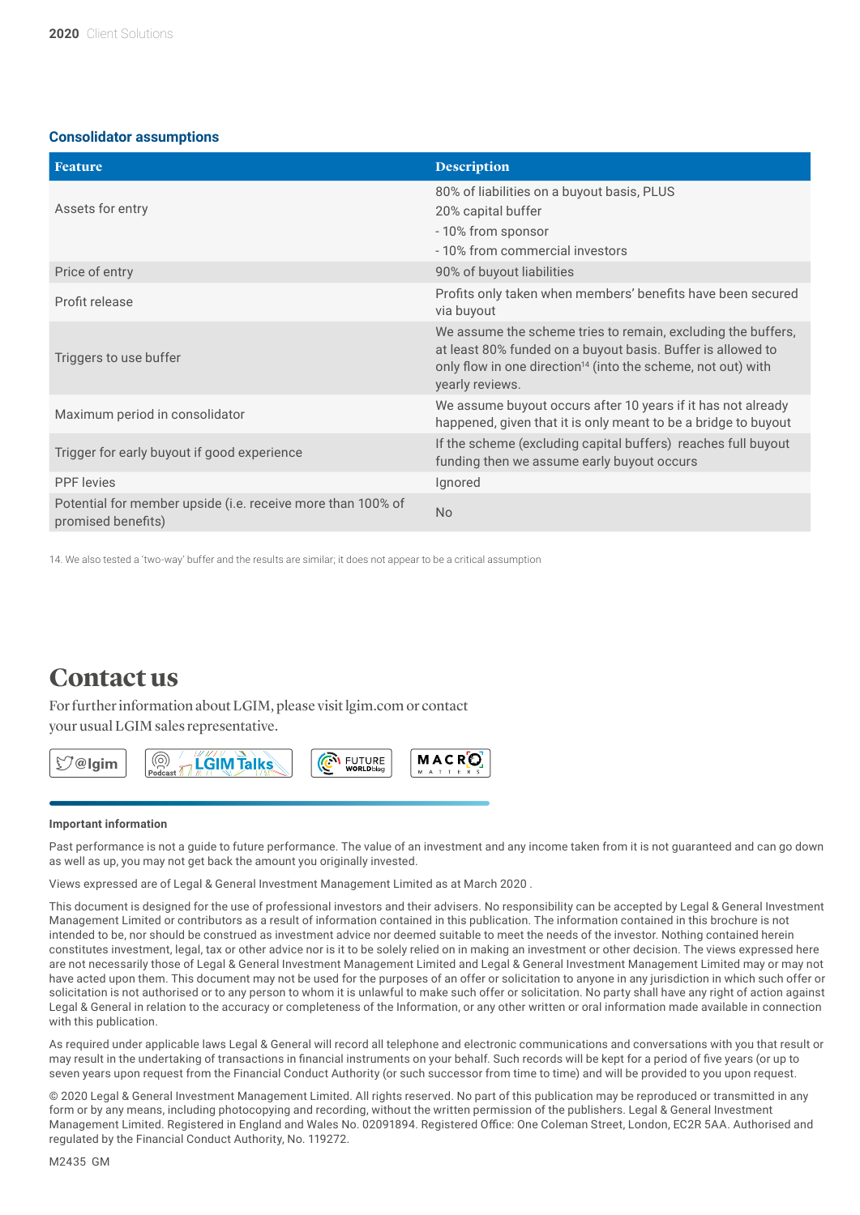### Consolidator assumptions

| Feature | Description |
|---|---|
| Assets for entry | 80% of liabilities on a buyout basis, PLUS<br>20% capital buffer<br>- 10% from sponsor<br>- 10% from commercial investors |
| Price of entry | 90% of buyout liabilities |
| Profit release | Profits only taken when members' benefits have been secured via buyout |
| Triggers to use buffer | We assume the scheme tries to remain, excluding the buffers, at least 80% funded on a buyout basis. Buffer is allowed to only flow in one direction[14] (into the scheme, not out) with yearly reviews. |
| Maximum period in consolidator | We assume buyout occurs after 10 years if it has not already happened, given that it is only meant to be a bridge to buyout |
| Trigger for early buyout if good experience | If the scheme (excluding capital buffers) reaches full buyout funding then we assume early buyout occurs |
| PPF levies | Ignored |
| Potential for member upside (i.e. receive more than 100% of promised benefits) | No |

14. We also tested a 'two-way' buffer and the results are similar; it does not appear to be a critical assumption

# Contact us

For further information about LGIM, please visit lgim.com or contact your usual LGIM sales representative.

@lgim | Podcast LGIM Talks | FUTURE WORLD blog | MACRO MATTERS

#### Important information

Past performance is not a guide to future performance. The value of an investment and any income taken from it is not guaranteed and can go down as well as up, you may not get back the amount you originally invested.

Views expressed are of Legal & General Investment Management Limited as at March 2020 .

This document is designed for the use of professional investors and their advisers. No responsibility can be accepted by Legal & General Investment Management Limited or contributors as a result of information contained in this publication. The information contained in this brochure is not intended to be, nor should be construed as investment advice nor deemed suitable to meet the needs of the investor. Nothing contained herein constitutes investment, legal, tax or other advice nor is it to be solely relied on in making an investment or other decision. The views expressed here are not necessarily those of Legal & General Investment Management Limited and Legal & General Investment Management Limited may or may not have acted upon them. This document may not be used for the purposes of an offer or solicitation to anyone in any jurisdiction in which such offer or solicitation is not authorised or to any person to whom it is unlawful to make such offer or solicitation. No party shall have any right of action against Legal & General in relation to the accuracy or completeness of the Information, or any other written or oral information made available in connection with this publication.

As required under applicable laws Legal & General will record all telephone and electronic communications and conversations with you that result or may result in the undertaking of transactions in financial instruments on your behalf. Such records will be kept for a period of five years (or up to seven years upon request from the Financial Conduct Authority (or such successor from time to time) and will be provided to you upon request.

© 2020 Legal & General Investment Management Limited. All rights reserved. No part of this publication may be reproduced or transmitted in any form or by any means, including photocopying and recording, without the written permission of the publishers. Legal & General Investment Management Limited. Registered in England and Wales No. 02091894. Registered Office: One Coleman Street, London, EC2R 5AA. Authorised and regulated by the Financial Conduct Authority, No. 119272.

M2435 GM